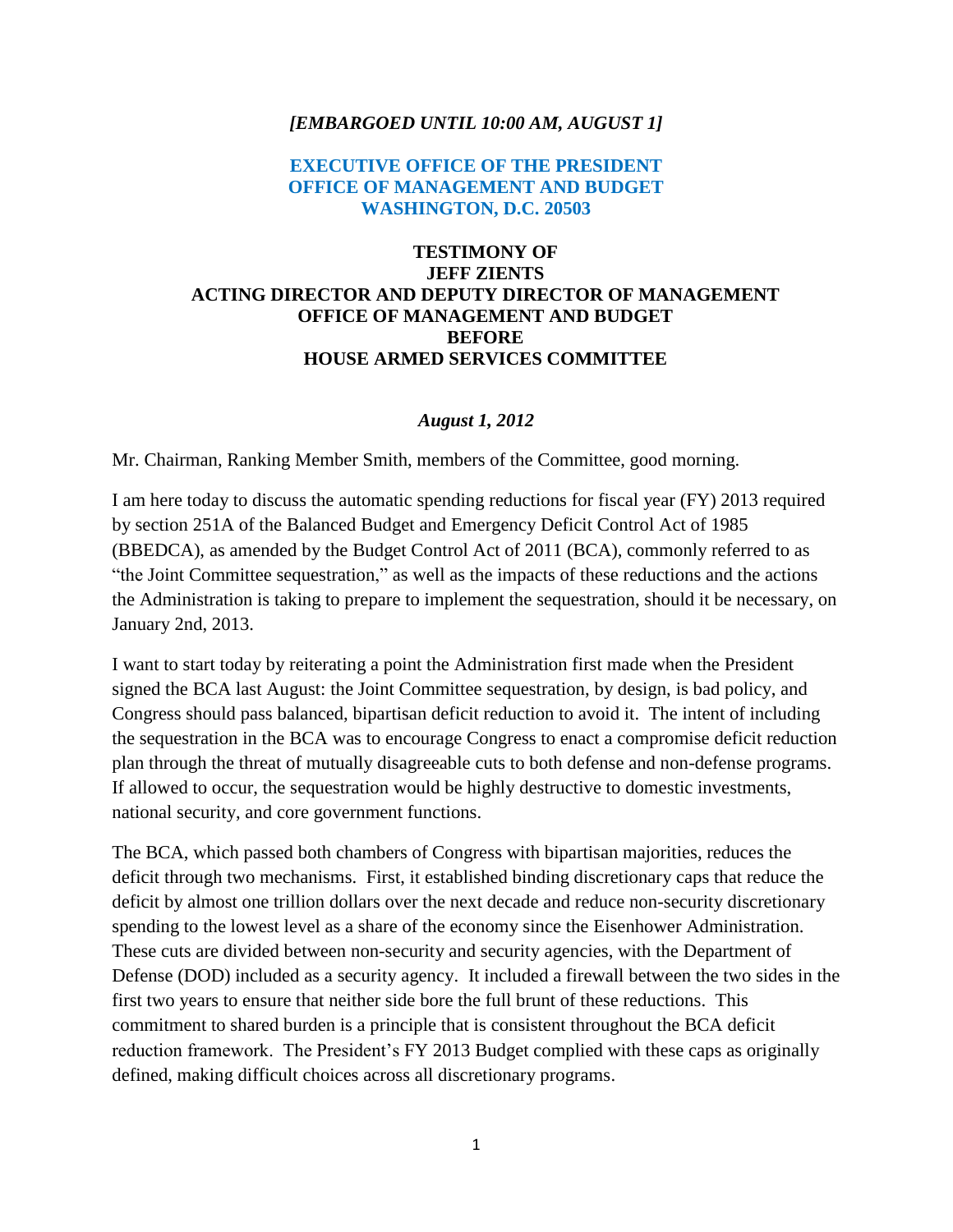***[EMBARGOED UNTIL 10:00 AM, AUGUST 1]***

**EXECUTIVE OFFICE OF THE PRESIDENT**
**OFFICE OF MANAGEMENT AND BUDGET**
**WASHINGTON, D.C. 20503**

# TESTIMONY OF JEFF ZIENTS ACTING DIRECTOR AND DEPUTY DIRECTOR OF MANAGEMENT OFFICE OF MANAGEMENT AND BUDGET BEFORE HOUSE ARMED SERVICES COMMITTEE

***August 1, 2012***

Mr. Chairman, Ranking Member Smith, members of the Committee, good morning.

I am here today to discuss the automatic spending reductions for fiscal year (FY) 2013 required by section 251A of the Balanced Budget and Emergency Deficit Control Act of 1985 (BBEDCA), as amended by the Budget Control Act of 2011 (BCA), commonly referred to as "the Joint Committee sequestration," as well as the impacts of these reductions and the actions the Administration is taking to prepare to implement the sequestration, should it be necessary, on January 2nd, 2013.

I want to start today by reiterating a point the Administration first made when the President signed the BCA last August: the Joint Committee sequestration, by design, is bad policy, and Congress should pass balanced, bipartisan deficit reduction to avoid it. The intent of including the sequestration in the BCA was to encourage Congress to enact a compromise deficit reduction plan through the threat of mutually disagreeable cuts to both defense and non-defense programs. If allowed to occur, the sequestration would be highly destructive to domestic investments, national security, and core government functions.

The BCA, which passed both chambers of Congress with bipartisan majorities, reduces the deficit through two mechanisms. First, it established binding discretionary caps that reduce the deficit by almost one trillion dollars over the next decade and reduce non-security discretionary spending to the lowest level as a share of the economy since the Eisenhower Administration. These cuts are divided between non-security and security agencies, with the Department of Defense (DOD) included as a security agency. It included a firewall between the two sides in the first two years to ensure that neither side bore the full brunt of these reductions. This commitment to shared burden is a principle that is consistent throughout the BCA deficit reduction framework. The President's FY 2013 Budget complied with these caps as originally defined, making difficult choices across all discretionary programs.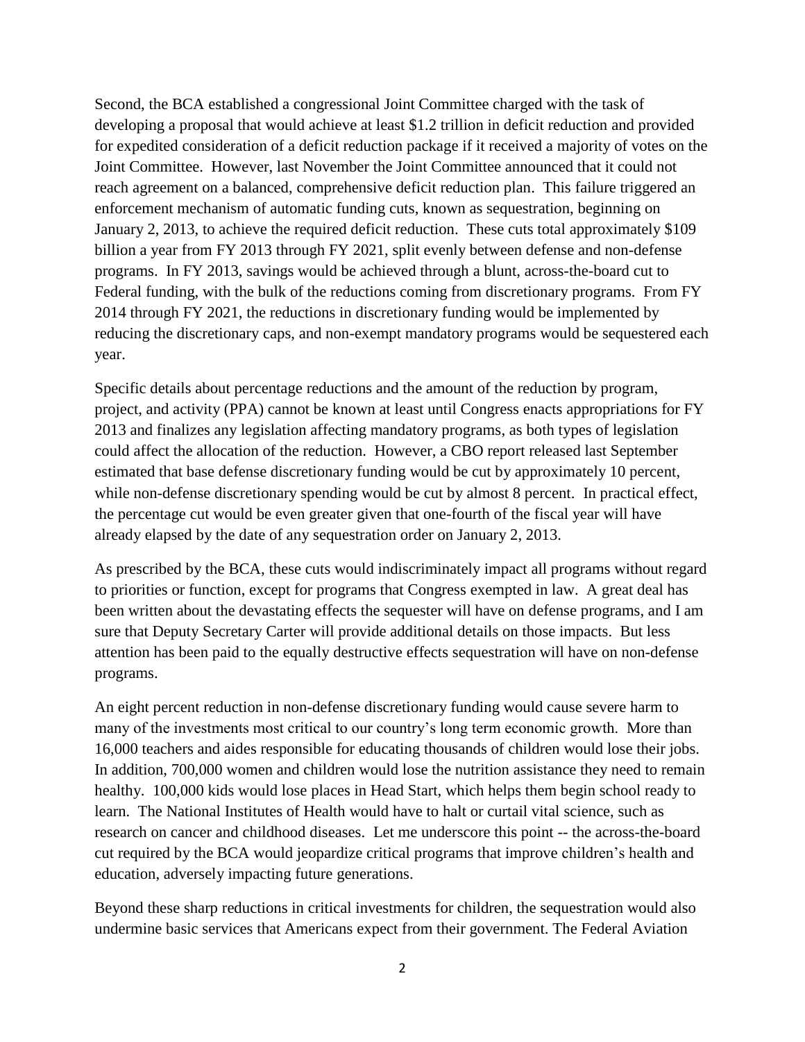Second, the BCA established a congressional Joint Committee charged with the task of developing a proposal that would achieve at least $1.2 trillion in deficit reduction and provided for expedited consideration of a deficit reduction package if it received a majority of votes on the Joint Committee. However, last November the Joint Committee announced that it could not reach agreement on a balanced, comprehensive deficit reduction plan. This failure triggered an enforcement mechanism of automatic funding cuts, known as sequestration, beginning on January 2, 2013, to achieve the required deficit reduction. These cuts total approximately $109 billion a year from FY 2013 through FY 2021, split evenly between defense and non-defense programs. In FY 2013, savings would be achieved through a blunt, across-the-board cut to Federal funding, with the bulk of the reductions coming from discretionary programs. From FY 2014 through FY 2021, the reductions in discretionary funding would be implemented by reducing the discretionary caps, and non-exempt mandatory programs would be sequestered each year.

Specific details about percentage reductions and the amount of the reduction by program, project, and activity (PPA) cannot be known at least until Congress enacts appropriations for FY 2013 and finalizes any legislation affecting mandatory programs, as both types of legislation could affect the allocation of the reduction. However, a CBO report released last September estimated that base defense discretionary funding would be cut by approximately 10 percent, while non-defense discretionary spending would be cut by almost 8 percent. In practical effect, the percentage cut would be even greater given that one-fourth of the fiscal year will have already elapsed by the date of any sequestration order on January 2, 2013.

As prescribed by the BCA, these cuts would indiscriminately impact all programs without regard to priorities or function, except for programs that Congress exempted in law. A great deal has been written about the devastating effects the sequester will have on defense programs, and I am sure that Deputy Secretary Carter will provide additional details on those impacts. But less attention has been paid to the equally destructive effects sequestration will have on non-defense programs.

An eight percent reduction in non-defense discretionary funding would cause severe harm to many of the investments most critical to our country's long term economic growth. More than 16,000 teachers and aides responsible for educating thousands of children would lose their jobs. In addition, 700,000 women and children would lose the nutrition assistance they need to remain healthy. 100,000 kids would lose places in Head Start, which helps them begin school ready to learn. The National Institutes of Health would have to halt or curtail vital science, such as research on cancer and childhood diseases. Let me underscore this point -- the across-the-board cut required by the BCA would jeopardize critical programs that improve children's health and education, adversely impacting future generations.

Beyond these sharp reductions in critical investments for children, the sequestration would also undermine basic services that Americans expect from their government. The Federal Aviation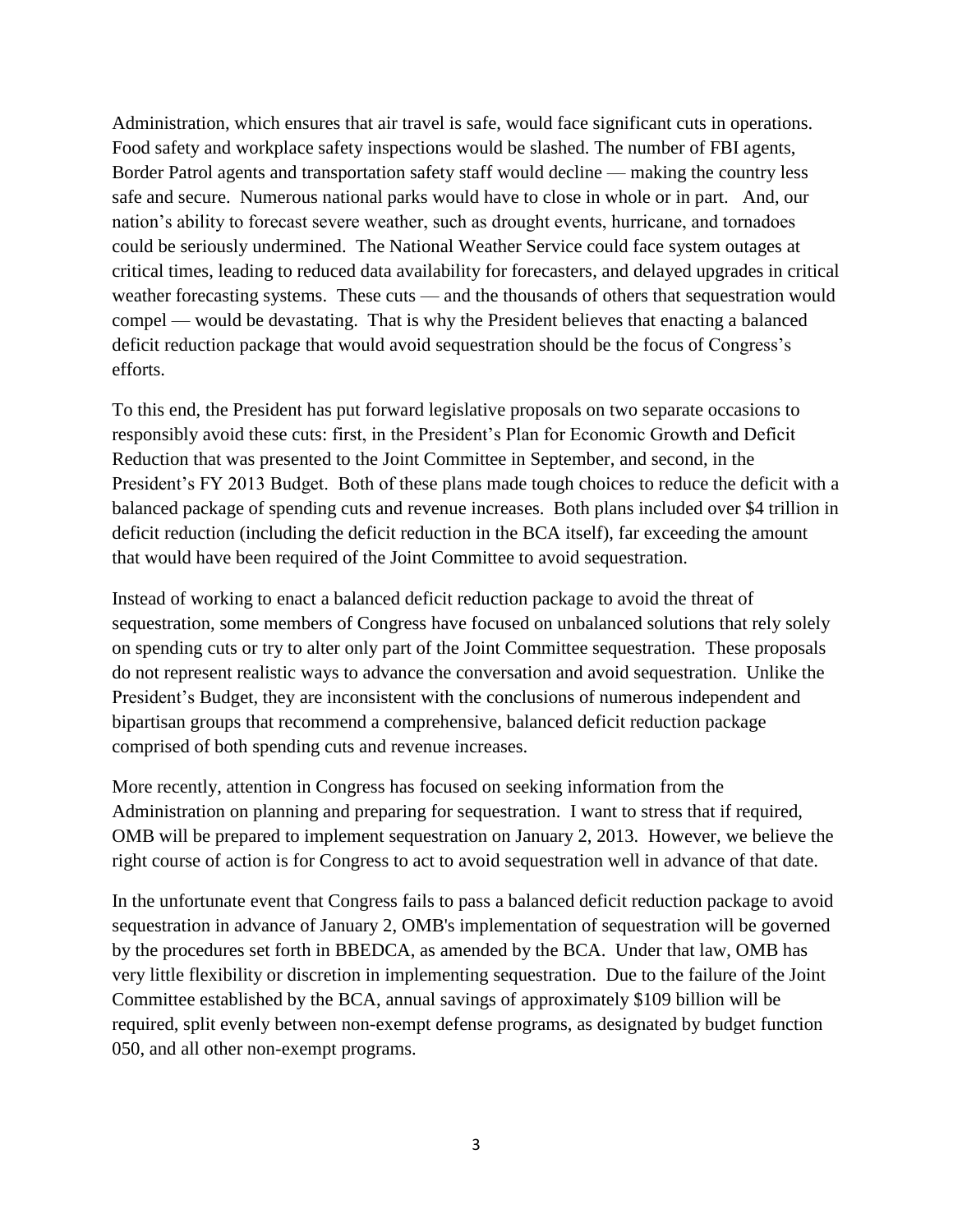Administration, which ensures that air travel is safe, would face significant cuts in operations. Food safety and workplace safety inspections would be slashed. The number of FBI agents, Border Patrol agents and transportation safety staff would decline — making the country less safe and secure. Numerous national parks would have to close in whole or in part. And, our nation's ability to forecast severe weather, such as drought events, hurricane, and tornadoes could be seriously undermined. The National Weather Service could face system outages at critical times, leading to reduced data availability for forecasters, and delayed upgrades in critical weather forecasting systems. These cuts — and the thousands of others that sequestration would compel — would be devastating. That is why the President believes that enacting a balanced deficit reduction package that would avoid sequestration should be the focus of Congress's efforts.

To this end, the President has put forward legislative proposals on two separate occasions to responsibly avoid these cuts: first, in the President's Plan for Economic Growth and Deficit Reduction that was presented to the Joint Committee in September, and second, in the President's FY 2013 Budget. Both of these plans made tough choices to reduce the deficit with a balanced package of spending cuts and revenue increases. Both plans included over $4 trillion in deficit reduction (including the deficit reduction in the BCA itself), far exceeding the amount that would have been required of the Joint Committee to avoid sequestration.

Instead of working to enact a balanced deficit reduction package to avoid the threat of sequestration, some members of Congress have focused on unbalanced solutions that rely solely on spending cuts or try to alter only part of the Joint Committee sequestration. These proposals do not represent realistic ways to advance the conversation and avoid sequestration. Unlike the President's Budget, they are inconsistent with the conclusions of numerous independent and bipartisan groups that recommend a comprehensive, balanced deficit reduction package comprised of both spending cuts and revenue increases.

More recently, attention in Congress has focused on seeking information from the Administration on planning and preparing for sequestration. I want to stress that if required, OMB will be prepared to implement sequestration on January 2, 2013. However, we believe the right course of action is for Congress to act to avoid sequestration well in advance of that date.

In the unfortunate event that Congress fails to pass a balanced deficit reduction package to avoid sequestration in advance of January 2, OMB's implementation of sequestration will be governed by the procedures set forth in BBEDCA, as amended by the BCA. Under that law, OMB has very little flexibility or discretion in implementing sequestration. Due to the failure of the Joint Committee established by the BCA, annual savings of approximately $109 billion will be required, split evenly between non-exempt defense programs, as designated by budget function 050, and all other non-exempt programs.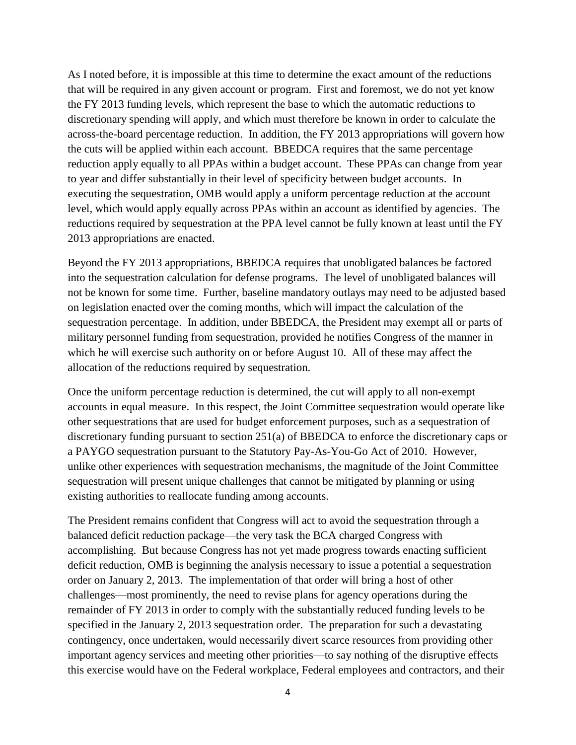As I noted before, it is impossible at this time to determine the exact amount of the reductions that will be required in any given account or program. First and foremost, we do not yet know the FY 2013 funding levels, which represent the base to which the automatic reductions to discretionary spending will apply, and which must therefore be known in order to calculate the across-the-board percentage reduction. In addition, the FY 2013 appropriations will govern how the cuts will be applied within each account. BBEDCA requires that the same percentage reduction apply equally to all PPAs within a budget account. These PPAs can change from year to year and differ substantially in their level of specificity between budget accounts. In executing the sequestration, OMB would apply a uniform percentage reduction at the account level, which would apply equally across PPAs within an account as identified by agencies. The reductions required by sequestration at the PPA level cannot be fully known at least until the FY 2013 appropriations are enacted.

Beyond the FY 2013 appropriations, BBEDCA requires that unobligated balances be factored into the sequestration calculation for defense programs. The level of unobligated balances will not be known for some time. Further, baseline mandatory outlays may need to be adjusted based on legislation enacted over the coming months, which will impact the calculation of the sequestration percentage. In addition, under BBEDCA, the President may exempt all or parts of military personnel funding from sequestration, provided he notifies Congress of the manner in which he will exercise such authority on or before August 10. All of these may affect the allocation of the reductions required by sequestration.

Once the uniform percentage reduction is determined, the cut will apply to all non-exempt accounts in equal measure. In this respect, the Joint Committee sequestration would operate like other sequestrations that are used for budget enforcement purposes, such as a sequestration of discretionary funding pursuant to section 251(a) of BBEDCA to enforce the discretionary caps or a PAYGO sequestration pursuant to the Statutory Pay-As-You-Go Act of 2010. However, unlike other experiences with sequestration mechanisms, the magnitude of the Joint Committee sequestration will present unique challenges that cannot be mitigated by planning or using existing authorities to reallocate funding among accounts.

The President remains confident that Congress will act to avoid the sequestration through a balanced deficit reduction package—the very task the BCA charged Congress with accomplishing. But because Congress has not yet made progress towards enacting sufficient deficit reduction, OMB is beginning the analysis necessary to issue a potential a sequestration order on January 2, 2013. The implementation of that order will bring a host of other challenges—most prominently, the need to revise plans for agency operations during the remainder of FY 2013 in order to comply with the substantially reduced funding levels to be specified in the January 2, 2013 sequestration order. The preparation for such a devastating contingency, once undertaken, would necessarily divert scarce resources from providing other important agency services and meeting other priorities—to say nothing of the disruptive effects this exercise would have on the Federal workplace, Federal employees and contractors, and their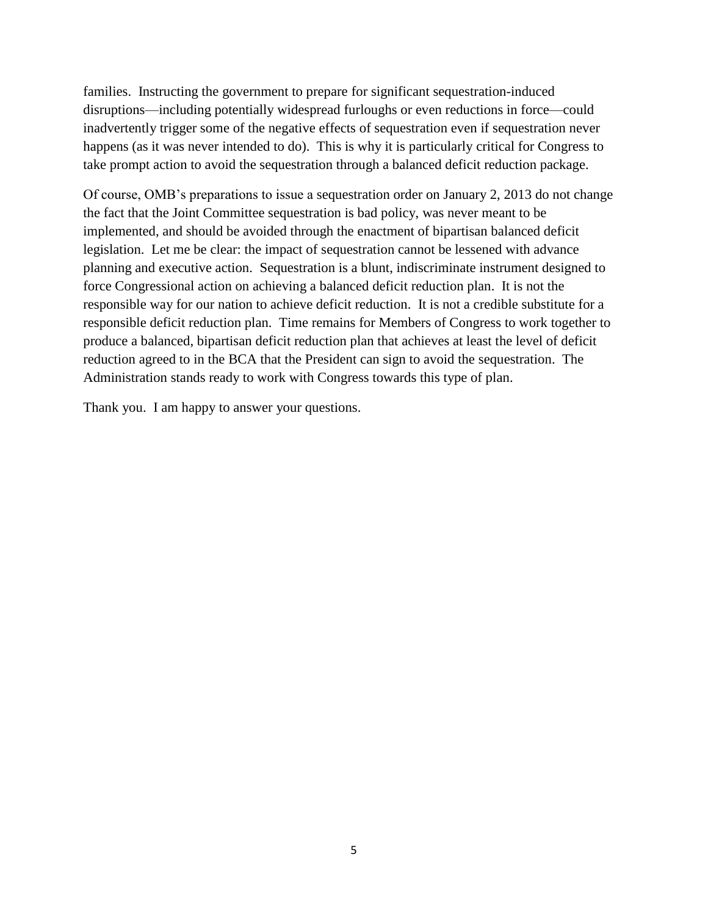families. Instructing the government to prepare for significant sequestration-induced disruptions—including potentially widespread furloughs or even reductions in force—could inadvertently trigger some of the negative effects of sequestration even if sequestration never happens (as it was never intended to do). This is why it is particularly critical for Congress to take prompt action to avoid the sequestration through a balanced deficit reduction package.

Of course, OMB's preparations to issue a sequestration order on January 2, 2013 do not change the fact that the Joint Committee sequestration is bad policy, was never meant to be implemented, and should be avoided through the enactment of bipartisan balanced deficit legislation. Let me be clear: the impact of sequestration cannot be lessened with advance planning and executive action. Sequestration is a blunt, indiscriminate instrument designed to force Congressional action on achieving a balanced deficit reduction plan. It is not the responsible way for our nation to achieve deficit reduction. It is not a credible substitute for a responsible deficit reduction plan. Time remains for Members of Congress to work together to produce a balanced, bipartisan deficit reduction plan that achieves at least the level of deficit reduction agreed to in the BCA that the President can sign to avoid the sequestration. The Administration stands ready to work with Congress towards this type of plan.

Thank you. I am happy to answer your questions.